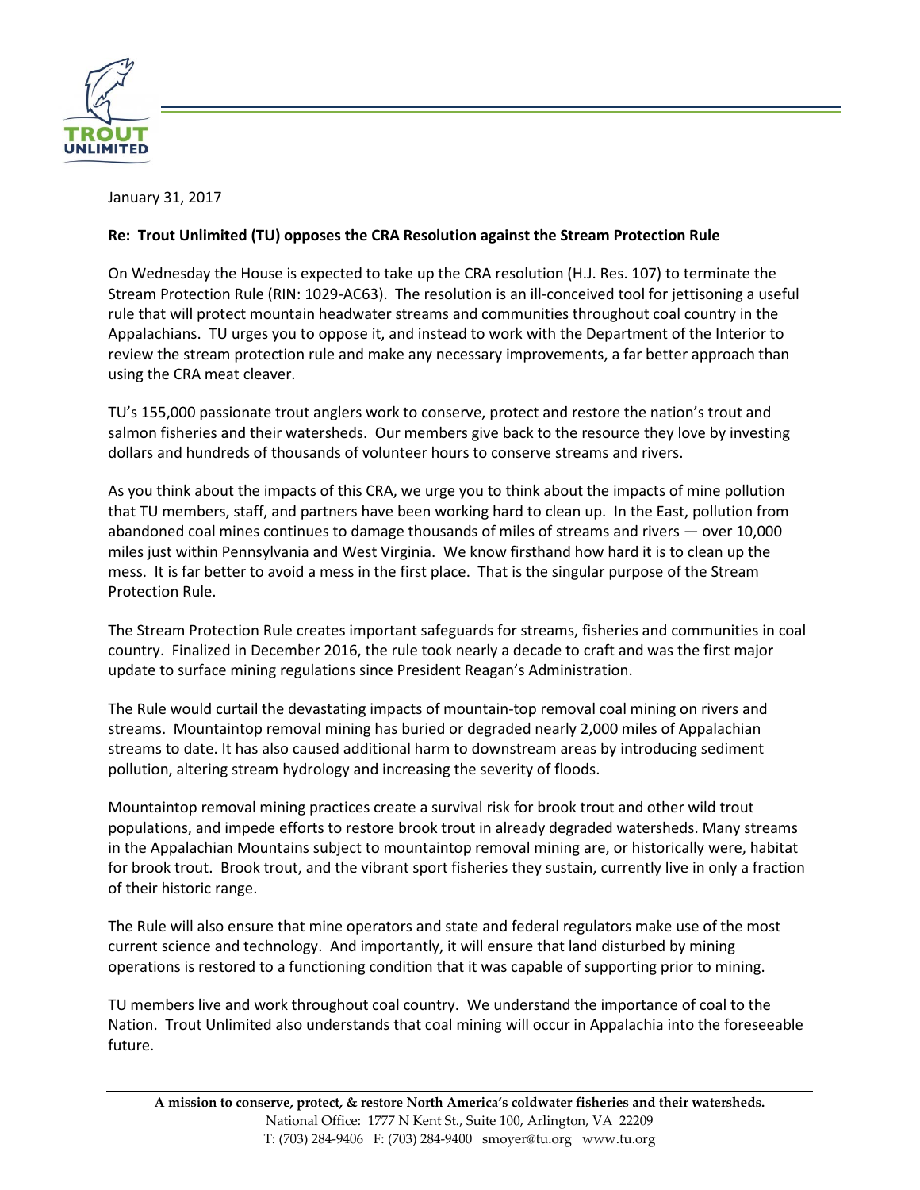January 31, 2017

**Re: Trout Unlimited (TU) opposes the CRA Resolution against the Stream Protection Rule**

On Wednesday the House is expected to take up the CRA resolution (H.J. Res. 107) to terminate the Stream Protection Rule (RIN: 1029-AC63). The resolution is an ill-conceived tool for jettisoning a useful rule that will protect mountain headwater streams and communities throughout coal country in the Appalachians. TU urges you to oppose it, and instead to work with the Department of the Interior to review the stream protection rule and make any necessary improvements, a far better approach than using the CRA meat cleaver.

TU's 155,000 passionate trout anglers work to conserve, protect and restore the nation's trout and salmon fisheries and their watersheds. Our members give back to the resource they love by investing dollars and hundreds of thousands of volunteer hours to conserve streams and rivers.

As you think about the impacts of this CRA, we urge you to think about the impacts of mine pollution that TU members, staff, and partners have been working hard to clean up. In the East, pollution from abandoned coal mines continues to damage thousands of miles of streams and rivers — over 10,000 miles just within Pennsylvania and West Virginia. We know firsthand how hard it is to clean up the mess. It is far better to avoid a mess in the first place. That is the singular purpose of the Stream Protection Rule.

The Stream Protection Rule creates important safeguards for streams, fisheries and communities in coal country. Finalized in December 2016, the rule took nearly a decade to craft and was the first major update to surface mining regulations since President Reagan's Administration.

The Rule would curtail the devastating impacts of mountain-top removal coal mining on rivers and streams. Mountaintop removal mining has buried or degraded nearly 2,000 miles of Appalachian streams to date. It has also caused additional harm to downstream areas by introducing sediment pollution, altering stream hydrology and increasing the severity of floods.

Mountaintop removal mining practices create a survival risk for brook trout and other wild trout populations, and impede efforts to restore brook trout in already degraded watersheds. Many streams in the Appalachian Mountains subject to mountaintop removal mining are, or historically were, habitat for brook trout. Brook trout, and the vibrant sport fisheries they sustain, currently live in only a fraction of their historic range.

The Rule will also ensure that mine operators and state and federal regulators make use of the most current science and technology. And importantly, it will ensure that land disturbed by mining operations is restored to a functioning condition that it was capable of supporting prior to mining.

TU members live and work throughout coal country. We understand the importance of coal to the Nation. Trout Unlimited also understands that coal mining will occur in Appalachia into the foreseeable future.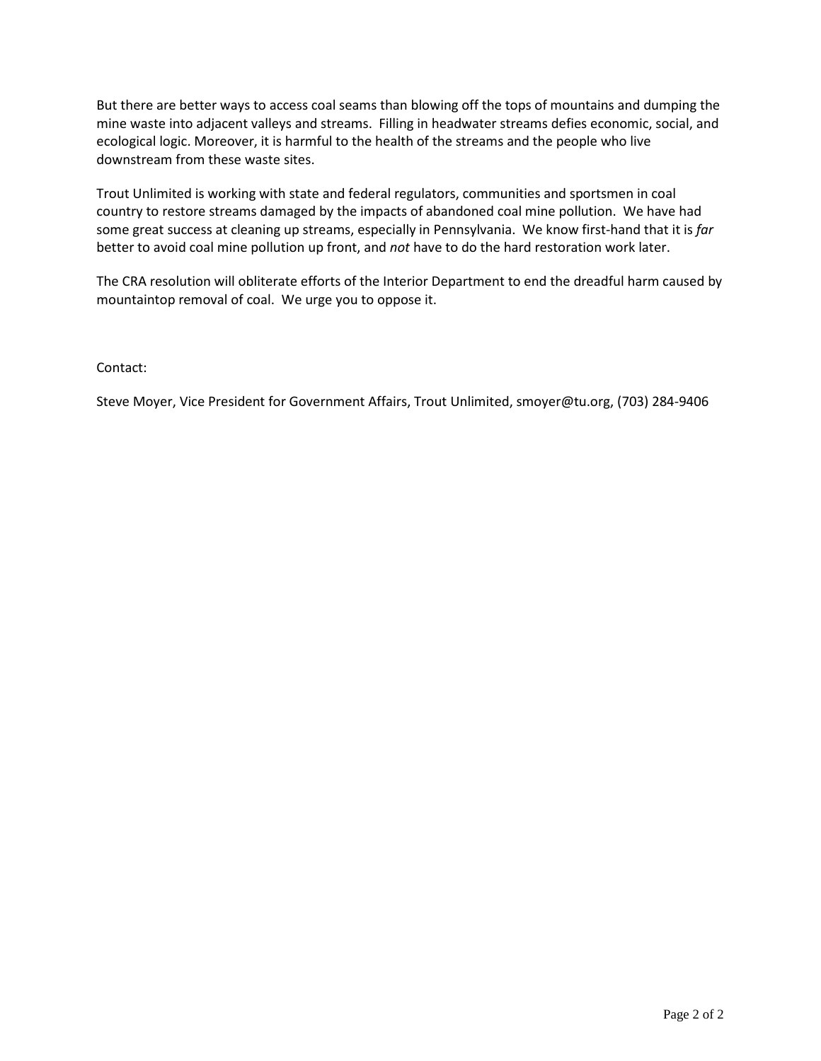But there are better ways to access coal seams than blowing off the tops of mountains and dumping the mine waste into adjacent valleys and streams. Filling in headwater streams defies economic, social, and ecological logic. Moreover, it is harmful to the health of the streams and the people who live downstream from these waste sites.

Trout Unlimited is working with state and federal regulators, communities and sportsmen in coal country to restore streams damaged by the impacts of abandoned coal mine pollution. We have had some great success at cleaning up streams, especially in Pennsylvania. We know first-hand that it is *far* better to avoid coal mine pollution up front, and *not* have to do the hard restoration work later.

The CRA resolution will obliterate efforts of the Interior Department to end the dreadful harm caused by mountaintop removal of coal. We urge you to oppose it.

Contact:

Steve Moyer, Vice President for Government Affairs, Trout Unlimited, smoyer@tu.org, (703) 284-9406